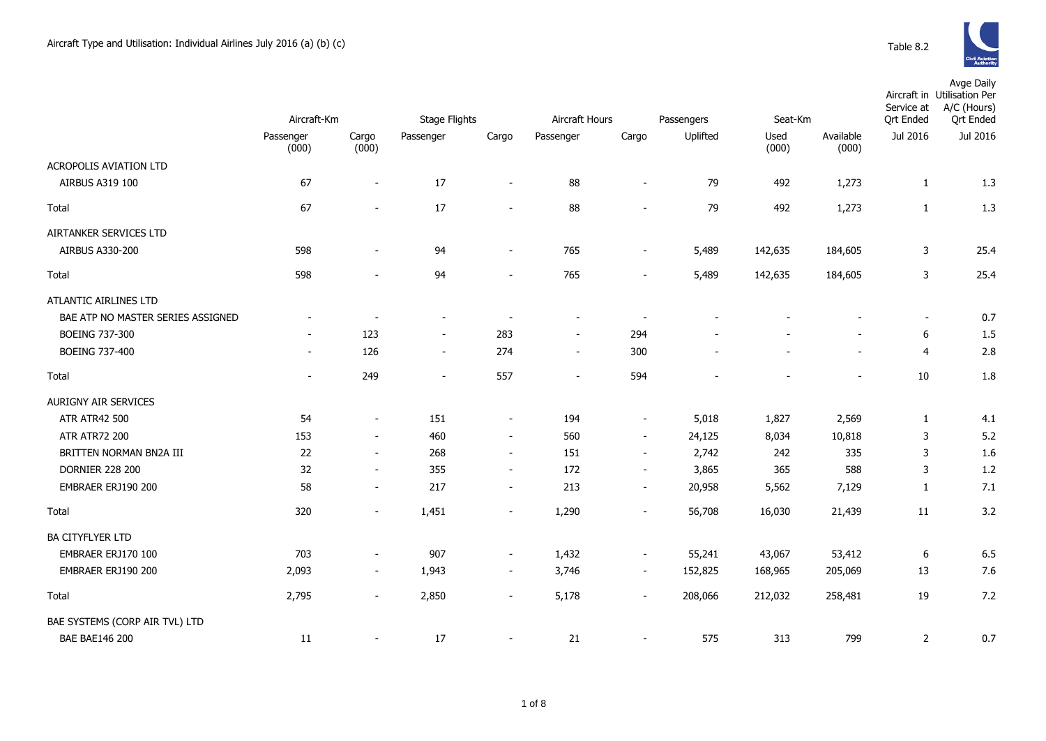Aircraft Type and Utilisation: Individual Airlines July 2016 (a) (b) (c)

Table 8.2

| | Aircraft-Km | | Stage Flights | | Aircraft Hours | | Passengers | Seat-Km | | Aircraft in Service at Qrt Ended | Avge Daily Utilisation Per A/C (Hours) Qrt Ended |
|---|---|---|---|---|---|---|---|---|---|---|---|
| | Passenger (000) | Cargo (000) | Passenger | Cargo | Passenger | Cargo | Uplifted | Used (000) | Available (000) | Jul 2016 | Jul 2016 |
| ACROPOLIS AVIATION LTD | | | | | | | | | | | |
| AIRBUS A319 100 | 67 | - | 17 | - | 88 | - | 79 | 492 | 1,273 | 1 | 1.3 |
| Total | 67 | - | 17 | - | 88 | - | 79 | 492 | 1,273 | 1 | 1.3 |
| AIRTANKER SERVICES LTD | | | | | | | | | | | |
| AIRBUS A330-200 | 598 | - | 94 | - | 765 | - | 5,489 | 142,635 | 184,605 | 3 | 25.4 |
| Total | 598 | - | 94 | - | 765 | - | 5,489 | 142,635 | 184,605 | 3 | 25.4 |
| ATLANTIC AIRLINES LTD | | | | | | | | | | | |
| BAE ATP NO MASTER SERIES ASSIGNED | - | - | - | - | - | - | - | - | - | - | 0.7 |
| BOEING 737-300 | - | 123 | - | 283 | - | 294 | - | - | - | 6 | 1.5 |
| BOEING 737-400 | - | 126 | - | 274 | - | 300 | - | - | - | 4 | 2.8 |
| Total | - | 249 | - | 557 | - | 594 | - | - | - | 10 | 1.8 |
| AURIGNY AIR SERVICES | | | | | | | | | | | |
| ATR ATR42 500 | 54 | - | 151 | - | 194 | - | 5,018 | 1,827 | 2,569 | 1 | 4.1 |
| ATR ATR72 200 | 153 | - | 460 | - | 560 | - | 24,125 | 8,034 | 10,818 | 3 | 5.2 |
| BRITTEN NORMAN BN2A III | 22 | - | 268 | - | 151 | - | 2,742 | 242 | 335 | 3 | 1.6 |
| DORNIER 228 200 | 32 | - | 355 | - | 172 | - | 3,865 | 365 | 588 | 3 | 1.2 |
| EMBRAER ERJ190 200 | 58 | - | 217 | - | 213 | - | 20,958 | 5,562 | 7,129 | 1 | 7.1 |
| Total | 320 | - | 1,451 | - | 1,290 | - | 56,708 | 16,030 | 21,439 | 11 | 3.2 |
| BA CITYFLYER LTD | | | | | | | | | | | |
| EMBRAER ERJ170 100 | 703 | - | 907 | - | 1,432 | - | 55,241 | 43,067 | 53,412 | 6 | 6.5 |
| EMBRAER ERJ190 200 | 2,093 | - | 1,943 | - | 3,746 | - | 152,825 | 168,965 | 205,069 | 13 | 7.6 |
| Total | 2,795 | - | 2,850 | - | 5,178 | - | 208,066 | 212,032 | 258,481 | 19 | 7.2 |
| BAE SYSTEMS (CORP AIR TVL) LTD | | | | | | | | | | | |
| BAE BAE146 200 | 11 | - | 17 | - | 21 | - | 575 | 313 | 799 | 2 | 0.7 |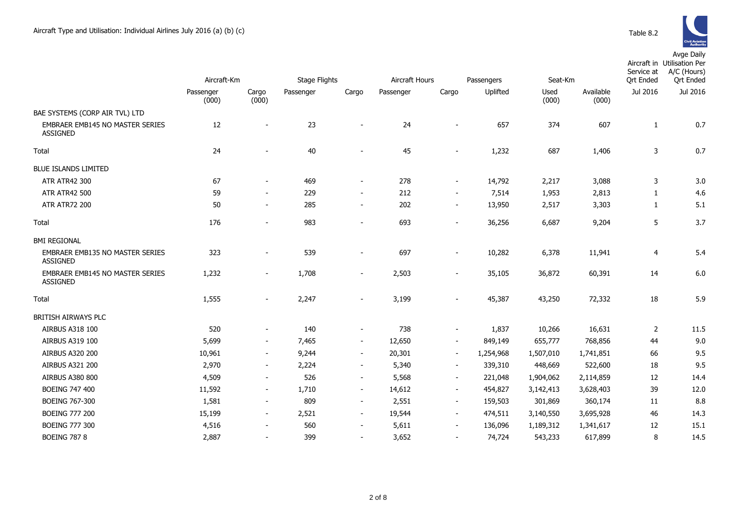Aircraft Type and Utilisation: Individual Airlines July 2016 (a) (b) (c)

Table 8.2

| | Aircraft-Km | | Stage Flights | | Aircraft Hours | | Passengers | Seat-Km | | Aircraft in Service at Qrt Ended | Avge Daily Utilisation Per A/C (Hours) Qrt Ended |
|---|---|---|---|---|---|---|---|---|---|---|---|
| | Passenger (000) | Cargo (000) | Passenger | Cargo | Passenger | Cargo | Uplifted | Used (000) | Available (000) | Jul 2016 | Jul 2016 |
| BAE SYSTEMS (CORP AIR TVL) LTD | | | | | | | | | | | |
| EMBRAER EMB145 NO MASTER SERIES ASSIGNED | 12 | - | 23 | - | 24 | - | 657 | 374 | 607 | 1 | 0.7 |
| Total | 24 | - | 40 | - | 45 | - | 1,232 | 687 | 1,406 | 3 | 0.7 |
| BLUE ISLANDS LIMITED | | | | | | | | | | | |
| ATR ATR42 300 | 67 | - | 469 | - | 278 | - | 14,792 | 2,217 | 3,088 | 3 | 3.0 |
| ATR ATR42 500 | 59 | - | 229 | - | 212 | - | 7,514 | 1,953 | 2,813 | 1 | 4.6 |
| ATR ATR72 200 | 50 | - | 285 | - | 202 | - | 13,950 | 2,517 | 3,303 | 1 | 5.1 |
| Total | 176 | - | 983 | - | 693 | - | 36,256 | 6,687 | 9,204 | 5 | 3.7 |
| BMI REGIONAL | | | | | | | | | | | |
| EMBRAER EMB135 NO MASTER SERIES ASSIGNED | 323 | - | 539 | - | 697 | - | 10,282 | 6,378 | 11,941 | 4 | 5.4 |
| EMBRAER EMB145 NO MASTER SERIES ASSIGNED | 1,232 | - | 1,708 | - | 2,503 | - | 35,105 | 36,872 | 60,391 | 14 | 6.0 |
| Total | 1,555 | - | 2,247 | - | 3,199 | - | 45,387 | 43,250 | 72,332 | 18 | 5.9 |
| BRITISH AIRWAYS PLC | | | | | | | | | | | |
| AIRBUS A318 100 | 520 | - | 140 | - | 738 | - | 1,837 | 10,266 | 16,631 | 2 | 11.5 |
| AIRBUS A319 100 | 5,699 | - | 7,465 | - | 12,650 | - | 849,149 | 655,777 | 768,856 | 44 | 9.0 |
| AIRBUS A320 200 | 10,961 | - | 9,244 | - | 20,301 | - | 1,254,968 | 1,507,010 | 1,741,851 | 66 | 9.5 |
| AIRBUS A321 200 | 2,970 | - | 2,224 | - | 5,340 | - | 339,310 | 448,669 | 522,600 | 18 | 9.5 |
| AIRBUS A380 800 | 4,509 | - | 526 | - | 5,568 | - | 221,048 | 1,904,062 | 2,114,859 | 12 | 14.4 |
| BOEING 747 400 | 11,592 | - | 1,710 | - | 14,612 | - | 454,827 | 3,142,413 | 3,628,403 | 39 | 12.0 |
| BOEING 767-300 | 1,581 | - | 809 | - | 2,551 | - | 159,503 | 301,869 | 360,174 | 11 | 8.8 |
| BOEING 777 200 | 15,199 | - | 2,521 | - | 19,544 | - | 474,511 | 3,140,550 | 3,695,928 | 46 | 14.3 |
| BOEING 777 300 | 4,516 | - | 560 | - | 5,611 | - | 136,096 | 1,189,312 | 1,341,617 | 12 | 15.1 |
| BOEING 787 8 | 2,887 | - | 399 | - | 3,652 | - | 74,724 | 543,233 | 617,899 | 8 | 14.5 |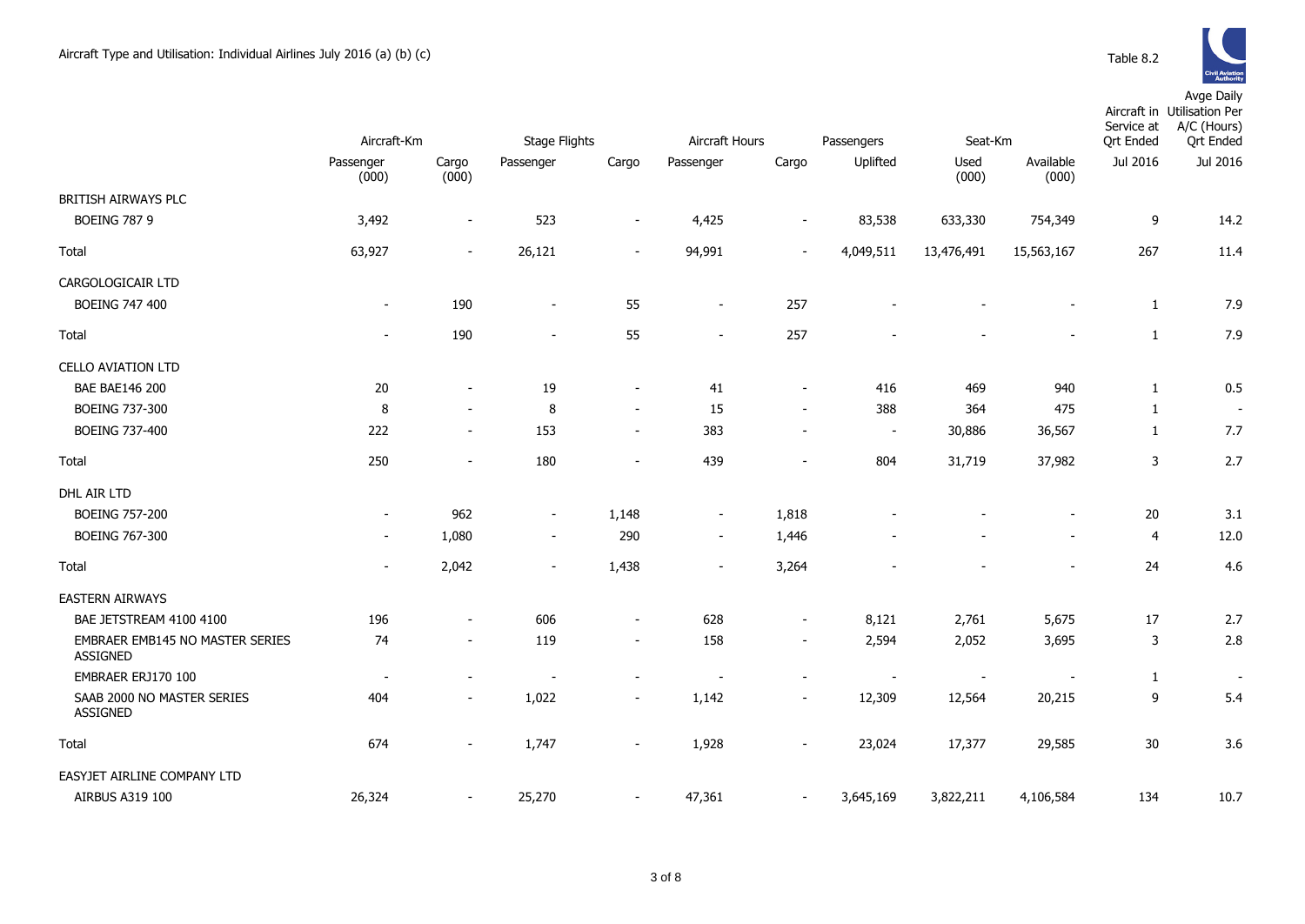Aircraft Type and Utilisation: Individual Airlines July 2016 (a) (b) (c)

Table 8.2

| | Aircraft-Km | | Stage Flights | | Aircraft Hours | | Passengers | Seat-Km | | Aircraft in Service at Qrt Ended | Avge Daily Utilisation Per A/C (Hours) Qrt Ended |
|---|---|---|---|---|---|---|---|---|---|---|---|
| | Passenger (000) | Cargo (000) | Passenger | Cargo | Passenger | Cargo | Uplifted | Used (000) | Available (000) | Jul 2016 | Jul 2016 |
| BRITISH AIRWAYS PLC | | | | | | | | | | | |
| BOEING 787 9 | 3,492 | - | 523 | - | 4,425 | - | 83,538 | 633,330 | 754,349 | 9 | 14.2 |
| Total | 63,927 | - | 26,121 | - | 94,991 | - | 4,049,511 | 13,476,491 | 15,563,167 | 267 | 11.4 |
| CARGOLOGICAIR LTD | | | | | | | | | | | |
| BOEING 747 400 | - | 190 | - | 55 | - | 257 | - | - | - | 1 | 7.9 |
| Total | - | 190 | - | 55 | - | 257 | - | - | - | 1 | 7.9 |
| CELLO AVIATION LTD | | | | | | | | | | | |
| BAE BAE146 200 | 20 | - | 19 | - | 41 | - | 416 | 469 | 940 | 1 | 0.5 |
| BOEING 737-300 | 8 | - | 8 | - | 15 | - | 388 | 364 | 475 | 1 | - |
| BOEING 737-400 | 222 | - | 153 | - | 383 | - | - | 30,886 | 36,567 | 1 | 7.7 |
| Total | 250 | - | 180 | - | 439 | - | 804 | 31,719 | 37,982 | 3 | 2.7 |
| DHL AIR LTD | | | | | | | | | | | |
| BOEING 757-200 | - | 962 | - | 1,148 | - | 1,818 | - | - | - | 20 | 3.1 |
| BOEING 767-300 | - | 1,080 | - | 290 | - | 1,446 | - | - | - | 4 | 12.0 |
| Total | - | 2,042 | - | 1,438 | - | 3,264 | - | - | - | 24 | 4.6 |
| EASTERN AIRWAYS | | | | | | | | | | | |
| BAE JETSTREAM 4100 4100 | 196 | - | 606 | - | 628 | - | 8,121 | 2,761 | 5,675 | 17 | 2.7 |
| EMBRAER EMB145 NO MASTER SERIES ASSIGNED | 74 | - | 119 | - | 158 | - | 2,594 | 2,052 | 3,695 | 3 | 2.8 |
| EMBRAER ERJ170 100 | - | - | - | - | - | - | - | - | - | 1 | - |
| SAAB 2000 NO MASTER SERIES ASSIGNED | 404 | - | 1,022 | - | 1,142 | - | 12,309 | 12,564 | 20,215 | 9 | 5.4 |
| Total | 674 | - | 1,747 | - | 1,928 | - | 23,024 | 17,377 | 29,585 | 30 | 3.6 |
| EASYJET AIRLINE COMPANY LTD | | | | | | | | | | | |
| AIRBUS A319 100 | 26,324 | - | 25,270 | - | 47,361 | - | 3,645,169 | 3,822,211 | 4,106,584 | 134 | 10.7 |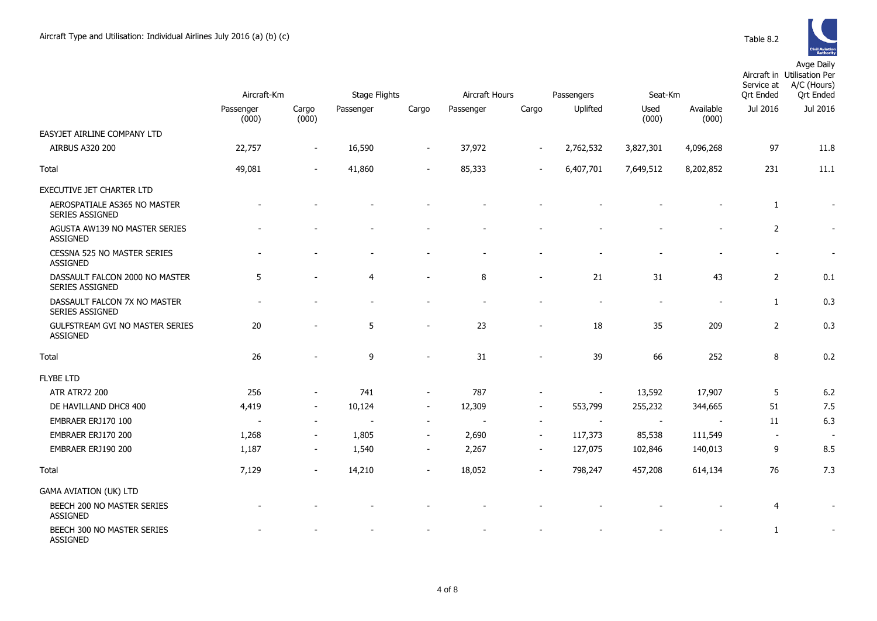Aircraft Type and Utilisation: Individual Airlines July 2016 (a) (b) (c)

Table 8.2

| | Aircraft-Km | | Stage Flights | | Aircraft Hours | | Passengers | Seat-Km | | Aircraft in Service at Qrt Ended | Avge Daily Utilisation Per A/C (Hours) Qrt Ended |
|---|---|---|---|---|---|---|---|---|---|---|---|
| | Passenger (000) | Cargo (000) | Passenger | Cargo | Passenger | Cargo | Uplifted | Used (000) | Available (000) | Jul 2016 | Jul 2016 |
| EASYJET AIRLINE COMPANY LTD | | | | | | | | | | | |
| AIRBUS A320 200 | 22,757 | - | 16,590 | - | 37,972 | - | 2,762,532 | 3,827,301 | 4,096,268 | 97 | 11.8 |
| Total | 49,081 | - | 41,860 | - | 85,333 | - | 6,407,701 | 7,649,512 | 8,202,852 | 231 | 11.1 |
| EXECUTIVE JET CHARTER LTD | | | | | | | | | | | |
| AEROSPATIALE AS365 NO MASTER SERIES ASSIGNED | - | - | - | - | - | - | - | - | - | 1 | - |
| AGUSTA AW139 NO MASTER SERIES ASSIGNED | - | - | - | - | - | - | - | - | - | 2 | - |
| CESSNA 525 NO MASTER SERIES ASSIGNED | - | - | - | - | - | - | - | - | - | - | - |
| DASSAULT FALCON 2000 NO MASTER SERIES ASSIGNED | 5 | - | 4 | - | 8 | - | 21 | 31 | 43 | 2 | 0.1 |
| DASSAULT FALCON 7X NO MASTER SERIES ASSIGNED | - | - | - | - | - | - | - | - | - | 1 | 0.3 |
| GULFSTREAM GVI NO MASTER SERIES ASSIGNED | 20 | - | 5 | - | 23 | - | 18 | 35 | 209 | 2 | 0.3 |
| Total | 26 | - | 9 | - | 31 | - | 39 | 66 | 252 | 8 | 0.2 |
| FLYBE LTD | | | | | | | | | | | |
| ATR ATR72 200 | 256 | - | 741 | - | 787 | - | - | 13,592 | 17,907 | 5 | 6.2 |
| DE HAVILLAND DHC8 400 | 4,419 | - | 10,124 | - | 12,309 | - | 553,799 | 255,232 | 344,665 | 51 | 7.5 |
| EMBRAER ERJ170 100 | - | - | - | - | - | - | - | - | - | 11 | 6.3 |
| EMBRAER ERJ170 200 | 1,268 | - | 1,805 | - | 2,690 | - | 117,373 | 85,538 | 111,549 | - | - |
| EMBRAER ERJ190 200 | 1,187 | - | 1,540 | - | 2,267 | - | 127,075 | 102,846 | 140,013 | 9 | 8.5 |
| Total | 7,129 | - | 14,210 | - | 18,052 | - | 798,247 | 457,208 | 614,134 | 76 | 7.3 |
| GAMA AVIATION (UK) LTD | | | | | | | | | | | |
| BEECH 200 NO MASTER SERIES ASSIGNED | - | - | - | - | - | - | - | - | - | 4 | - |
| BEECH 300 NO MASTER SERIES ASSIGNED | - | - | - | - | - | - | - | - | - | 1 | - |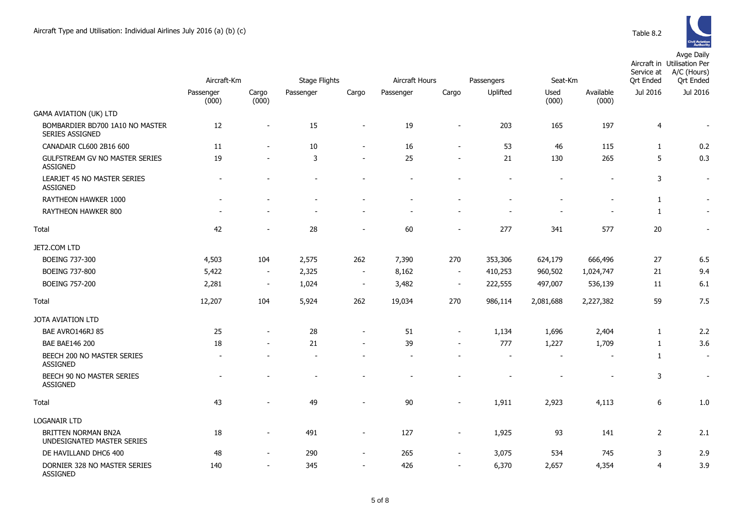Aircraft Type and Utilisation: Individual Airlines July 2016 (a) (b) (c)

Table 8.2

| | Aircraft-Km | | Stage Flights | | Aircraft Hours | | Passengers | Seat-Km | | Aircraft in Service at Qrt Ended | Avge Daily Utilisation Per A/C (Hours) Qrt Ended |
|---|---|---|---|---|---|---|---|---|---|---|---|
| | Passenger (000) | Cargo (000) | Passenger | Cargo | Passenger | Cargo | Uplifted | Used (000) | Available (000) | Jul 2016 | Jul 2016 |
| GAMA AVIATION (UK) LTD | | | | | | | | | | | |
| BOMBARDIER BD700 1A10 NO MASTER SERIES ASSIGNED | 12 | - | 15 | - | 19 | - | 203 | 165 | 197 | 4 | - |
| CANADAIR CL600 2B16 600 | 11 | - | 10 | - | 16 | - | 53 | 46 | 115 | 1 | 0.2 |
| GULFSTREAM GV NO MASTER SERIES ASSIGNED | 19 | - | 3 | - | 25 | - | 21 | 130 | 265 | 5 | 0.3 |
| LEARJET 45 NO MASTER SERIES ASSIGNED | - | - | - | - | - | - | - | - | - | 3 | - |
| RAYTHEON HAWKER 1000 | - | - | - | - | - | - | - | - | - | 1 | - |
| RAYTHEON HAWKER 800 | - | - | - | - | - | - | - | - | - | 1 | - |
| Total | 42 | - | 28 | - | 60 | - | 277 | 341 | 577 | 20 | - |
| JET2.COM LTD | | | | | | | | | | | |
| BOEING 737-300 | 4,503 | 104 | 2,575 | 262 | 7,390 | 270 | 353,306 | 624,179 | 666,496 | 27 | 6.5 |
| BOEING 737-800 | 5,422 | - | 2,325 | - | 8,162 | - | 410,253 | 960,502 | 1,024,747 | 21 | 9.4 |
| BOEING 757-200 | 2,281 | - | 1,024 | - | 3,482 | - | 222,555 | 497,007 | 536,139 | 11 | 6.1 |
| Total | 12,207 | 104 | 5,924 | 262 | 19,034 | 270 | 986,114 | 2,081,688 | 2,227,382 | 59 | 7.5 |
| JOTA AVIATION LTD | | | | | | | | | | | |
| BAE AVRO146RJ 85 | 25 | - | 28 | - | 51 | - | 1,134 | 1,696 | 2,404 | 1 | 2.2 |
| BAE BAE146 200 | 18 | - | 21 | - | 39 | - | 777 | 1,227 | 1,709 | 1 | 3.6 |
| BEECH 200 NO MASTER SERIES ASSIGNED | - | - | - | - | - | - | - | - | - | 1 | - |
| BEECH 90 NO MASTER SERIES ASSIGNED | - | - | - | - | - | - | - | - | - | 3 | - |
| Total | 43 | - | 49 | - | 90 | - | 1,911 | 2,923 | 4,113 | 6 | 1.0 |
| LOGANAIR LTD | | | | | | | | | | | |
| BRITTEN NORMAN BN2A UNDESIGNATED MASTER SERIES | 18 | - | 491 | - | 127 | - | 1,925 | 93 | 141 | 2 | 2.1 |
| DE HAVILLAND DHC6 400 | 48 | - | 290 | - | 265 | - | 3,075 | 534 | 745 | 3 | 2.9 |
| DORNIER 328 NO MASTER SERIES ASSIGNED | 140 | - | 345 | - | 426 | - | 6,370 | 2,657 | 4,354 | 4 | 3.9 |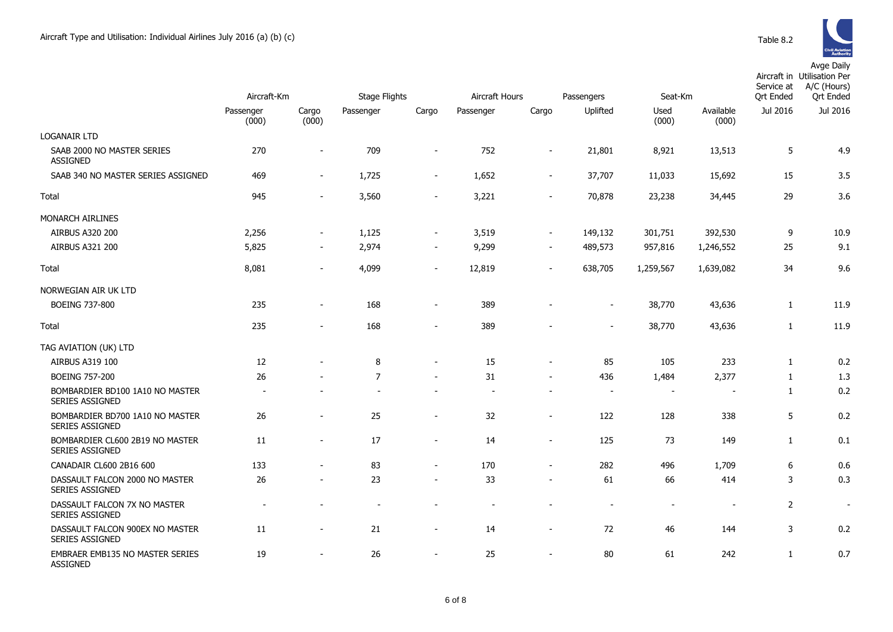Aircraft Type and Utilisation: Individual Airlines July 2016 (a) (b) (c)

Table 8.2

| | Aircraft-Km | | Stage Flights | | Aircraft Hours | | Passengers | Seat-Km | | Aircraft in Service at Qrt Ended | Avge Daily Utilisation Per A/C (Hours) Qrt Ended |
|---|---|---|---|---|---|---|---|---|---|---|---|
| | Passenger (000) | Cargo (000) | Passenger | Cargo | Passenger | Cargo | Uplifted | Used (000) | Available (000) | Jul 2016 | Jul 2016 |
| LOGANAIR LTD | | | | | | | | | | | |
| SAAB 2000 NO MASTER SERIES ASSIGNED | 270 | - | 709 | - | 752 | - | 21,801 | 8,921 | 13,513 | 5 | 4.9 |
| SAAB 340 NO MASTER SERIES ASSIGNED | 469 | - | 1,725 | - | 1,652 | - | 37,707 | 11,033 | 15,692 | 15 | 3.5 |
| Total | 945 | - | 3,560 | - | 3,221 | - | 70,878 | 23,238 | 34,445 | 29 | 3.6 |
| MONARCH AIRLINES | | | | | | | | | | | |
| AIRBUS A320 200 | 2,256 | - | 1,125 | - | 3,519 | - | 149,132 | 301,751 | 392,530 | 9 | 10.9 |
| AIRBUS A321 200 | 5,825 | - | 2,974 | - | 9,299 | - | 489,573 | 957,816 | 1,246,552 | 25 | 9.1 |
| Total | 8,081 | - | 4,099 | - | 12,819 | - | 638,705 | 1,259,567 | 1,639,082 | 34 | 9.6 |
| NORWEGIAN AIR UK LTD | | | | | | | | | | | |
| BOEING 737-800 | 235 | - | 168 | - | 389 | - | - | 38,770 | 43,636 | 1 | 11.9 |
| Total | 235 | - | 168 | - | 389 | - | - | 38,770 | 43,636 | 1 | 11.9 |
| TAG AVIATION (UK) LTD | | | | | | | | | | | |
| AIRBUS A319 100 | 12 | - | 8 | - | 15 | - | 85 | 105 | 233 | 1 | 0.2 |
| BOEING 757-200 | 26 | - | 7 | - | 31 | - | 436 | 1,484 | 2,377 | 1 | 1.3 |
| BOMBARDIER BD100 1A10 NO MASTER SERIES ASSIGNED | - | - | - | - | - | - | - | - | - | 1 | 0.2 |
| BOMBARDIER BD700 1A10 NO MASTER SERIES ASSIGNED | 26 | - | 25 | - | 32 | - | 122 | 128 | 338 | 5 | 0.2 |
| BOMBARDIER CL600 2B19 NO MASTER SERIES ASSIGNED | 11 | - | 17 | - | 14 | - | 125 | 73 | 149 | 1 | 0.1 |
| CANADAIR CL600 2B16 600 | 133 | - | 83 | - | 170 | - | 282 | 496 | 1,709 | 6 | 0.6 |
| DASSAULT FALCON 2000 NO MASTER SERIES ASSIGNED | 26 | - | 23 | - | 33 | - | 61 | 66 | 414 | 3 | 0.3 |
| DASSAULT FALCON 7X NO MASTER SERIES ASSIGNED | - | - | - | - | - | - | - | - | - | 2 | - |
| DASSAULT FALCON 900EX NO MASTER SERIES ASSIGNED | 11 | - | 21 | - | 14 | - | 72 | 46 | 144 | 3 | 0.2 |
| EMBRAER EMB135 NO MASTER SERIES ASSIGNED | 19 | - | 26 | - | 25 | - | 80 | 61 | 242 | 1 | 0.7 |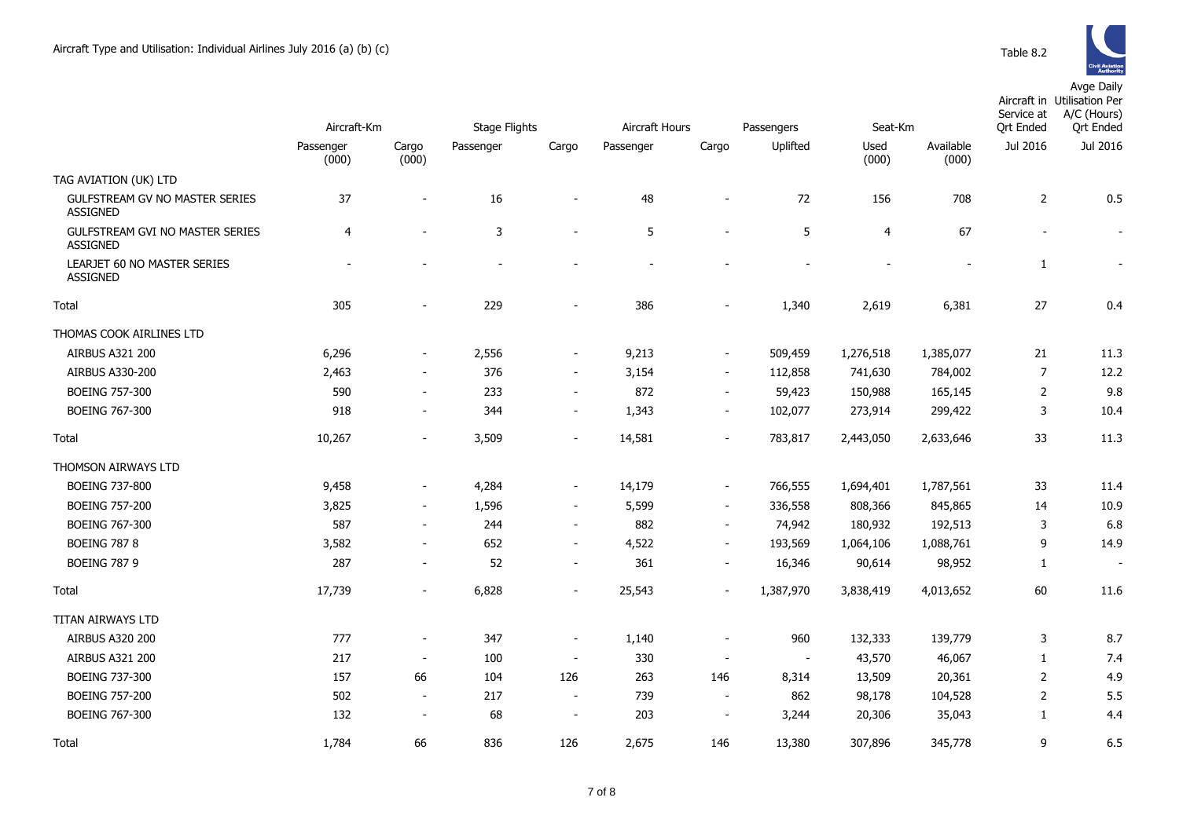# Aircraft Type and Utilisation: Individual Airlines July 2016 (a) (b) (c)

Table 8.2

| | Aircraft-Km | | Stage Flights | | Aircraft Hours | | Passengers | Seat-Km | | Aircraft in Service at Qrt Ended | Avge Daily Utilisation Per A/C (Hours) Qrt Ended |
|---|---|---|---|---|---|---|---|---|---|---|---|
| | Passenger (000) | Cargo (000) | Passenger | Cargo | Passenger | Cargo | Uplifted | Used (000) | Available (000) | Jul 2016 | Jul 2016 |
| TAG AVIATION (UK) LTD | | | | | | | | | | | |
| GULFSTREAM GV NO MASTER SERIES ASSIGNED | 37 | - | 16 | - | 48 | - | 72 | 156 | 708 | 2 | 0.5 |
| GULFSTREAM GVI NO MASTER SERIES ASSIGNED | 4 | - | 3 | - | 5 | - | 5 | 4 | 67 | - | - |
| LEARJET 60 NO MASTER SERIES ASSIGNED | - | - | - | - | - | - | - | - | - | 1 | - |
| Total | 305 | - | 229 | - | 386 | - | 1,340 | 2,619 | 6,381 | 27 | 0.4 |
| THOMAS COOK AIRLINES LTD | | | | | | | | | | | |
| AIRBUS A321 200 | 6,296 | - | 2,556 | - | 9,213 | - | 509,459 | 1,276,518 | 1,385,077 | 21 | 11.3 |
| AIRBUS A330-200 | 2,463 | - | 376 | - | 3,154 | - | 112,858 | 741,630 | 784,002 | 7 | 12.2 |
| BOEING 757-300 | 590 | - | 233 | - | 872 | - | 59,423 | 150,988 | 165,145 | 2 | 9.8 |
| BOEING 767-300 | 918 | - | 344 | - | 1,343 | - | 102,077 | 273,914 | 299,422 | 3 | 10.4 |
| Total | 10,267 | - | 3,509 | - | 14,581 | - | 783,817 | 2,443,050 | 2,633,646 | 33 | 11.3 |
| THOMSON AIRWAYS LTD | | | | | | | | | | | |
| BOEING 737-800 | 9,458 | - | 4,284 | - | 14,179 | - | 766,555 | 1,694,401 | 1,787,561 | 33 | 11.4 |
| BOEING 757-200 | 3,825 | - | 1,596 | - | 5,599 | - | 336,558 | 808,366 | 845,865 | 14 | 10.9 |
| BOEING 767-300 | 587 | - | 244 | - | 882 | - | 74,942 | 180,932 | 192,513 | 3 | 6.8 |
| BOEING 787 8 | 3,582 | - | 652 | - | 4,522 | - | 193,569 | 1,064,106 | 1,088,761 | 9 | 14.9 |
| BOEING 787 9 | 287 | - | 52 | - | 361 | - | 16,346 | 90,614 | 98,952 | 1 | - |
| Total | 17,739 | - | 6,828 | - | 25,543 | - | 1,387,970 | 3,838,419 | 4,013,652 | 60 | 11.6 |
| TITAN AIRWAYS LTD | | | | | | | | | | | |
| AIRBUS A320 200 | 777 | - | 347 | - | 1,140 | - | 960 | 132,333 | 139,779 | 3 | 8.7 |
| AIRBUS A321 200 | 217 | - | 100 | - | 330 | - | - | 43,570 | 46,067 | 1 | 7.4 |
| BOEING 737-300 | 157 | 66 | 104 | 126 | 263 | 146 | 8,314 | 13,509 | 20,361 | 2 | 4.9 |
| BOEING 757-200 | 502 | - | 217 | - | 739 | - | 862 | 98,178 | 104,528 | 2 | 5.5 |
| BOEING 767-300 | 132 | - | 68 | - | 203 | - | 3,244 | 20,306 | 35,043 | 1 | 4.4 |
| Total | 1,784 | 66 | 836 | 126 | 2,675 | 146 | 13,380 | 307,896 | 345,778 | 9 | 6.5 |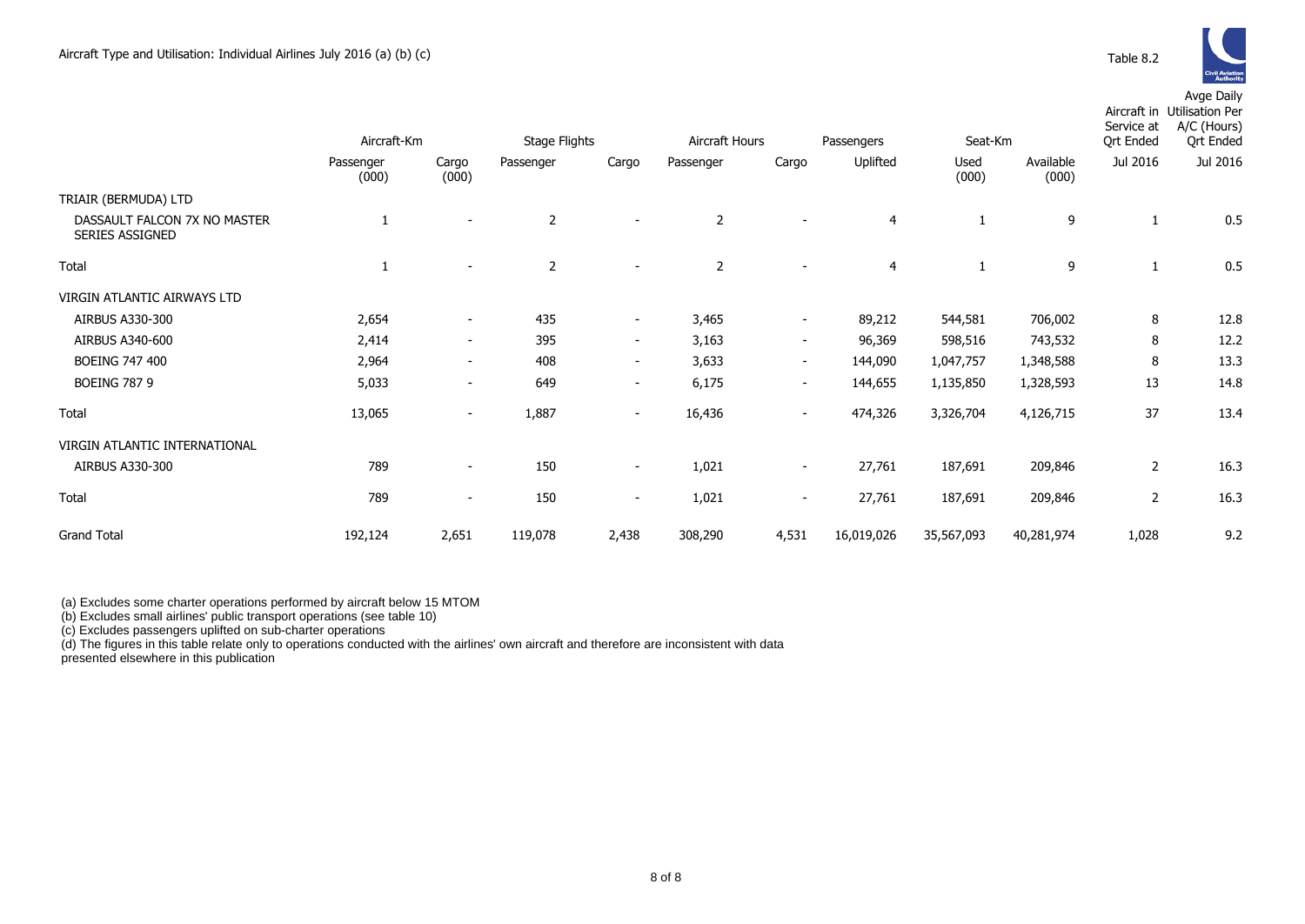Aircraft Type and Utilisation: Individual Airlines July 2016 (a) (b) (c)

Table 8.2

| | Aircraft-Km | | Stage Flights | | Aircraft Hours | | Passengers | Seat-Km | | Aircraft in Service at Qrt Ended | Avge Daily Utilisation Per A/C (Hours) Qrt Ended |
|---|---|---|---|---|---|---|---|---|---|---|---|
| | Passenger (000) | Cargo (000) | Passenger | Cargo | Passenger | Cargo | Uplifted | Used (000) | Available (000) | Jul 2016 | Jul 2016 |
| TRIAIR (BERMUDA) LTD | | | | | | | | | | | |
| DASSAULT FALCON 7X NO MASTER SERIES ASSIGNED | 1 | - | 2 | - | 2 | - | 4 | 1 | 9 | 1 | 0.5 |
| Total | 1 | - | 2 | - | 2 | - | 4 | 1 | 9 | 1 | 0.5 |
| VIRGIN ATLANTIC AIRWAYS LTD | | | | | | | | | | | |
| AIRBUS A330-300 | 2,654 | - | 435 | - | 3,465 | - | 89,212 | 544,581 | 706,002 | 8 | 12.8 |
| AIRBUS A340-600 | 2,414 | - | 395 | - | 3,163 | - | 96,369 | 598,516 | 743,532 | 8 | 12.2 |
| BOEING 747 400 | 2,964 | - | 408 | - | 3,633 | - | 144,090 | 1,047,757 | 1,348,588 | 8 | 13.3 |
| BOEING 787 9 | 5,033 | - | 649 | - | 6,175 | - | 144,655 | 1,135,850 | 1,328,593 | 13 | 14.8 |
| Total | 13,065 | - | 1,887 | - | 16,436 | - | 474,326 | 3,326,704 | 4,126,715 | 37 | 13.4 |
| VIRGIN ATLANTIC INTERNATIONAL | | | | | | | | | | | |
| AIRBUS A330-300 | 789 | - | 150 | - | 1,021 | - | 27,761 | 187,691 | 209,846 | 2 | 16.3 |
| Total | 789 | - | 150 | - | 1,021 | - | 27,761 | 187,691 | 209,846 | 2 | 16.3 |
| Grand Total | 192,124 | 2,651 | 119,078 | 2,438 | 308,290 | 4,531 | 16,019,026 | 35,567,093 | 40,281,974 | 1,028 | 9.2 |

(a) Excludes some charter operations performed by aircraft below 15 MTOM

(b) Excludes small airlines' public transport operations (see table 10)

(c) Excludes passengers uplifted on sub-charter operations

(d) The figures in this table relate only to operations conducted with the airlines' own aircraft and therefore are inconsistent with data presented elsewhere in this publication